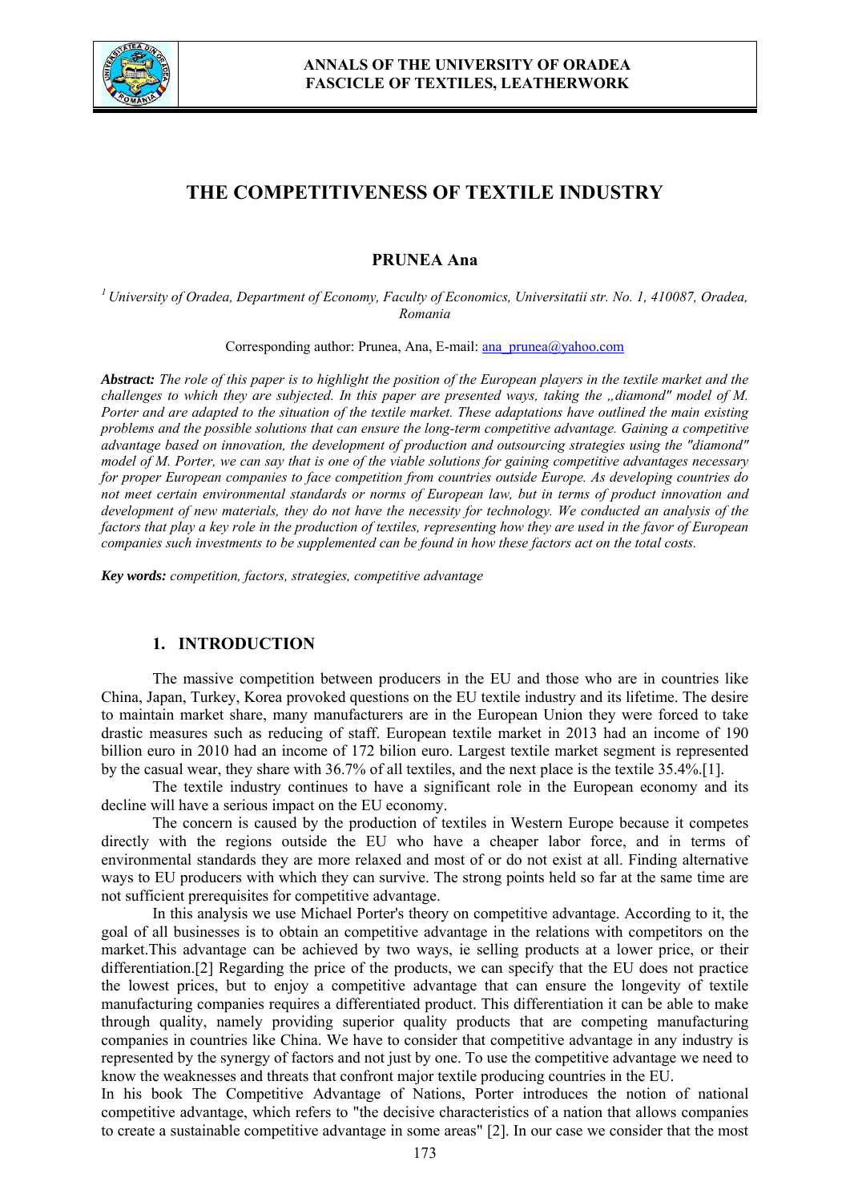# THE COMPETITIVENESS OF TEXTILE INDUSTRY

**PRUNEA Ana**

[1] *University of Oradea, Department of Economy, Faculty of Economics, Universitatii str. No. 1, 410087, Oradea, Romania*

Corresponding author: Prunea, Ana, E-mail: ana_prunea@yahoo.com

***Abstract:*** *The role of this paper is to highlight the position of the European players in the textile market and the challenges to which they are subjected. In this paper are presented ways, taking the „diamond" model of M. Porter and are adapted to the situation of the textile market. These adaptations have outlined the main existing problems and the possible solutions that can ensure the long-term competitive advantage. Gaining a competitive advantage based on innovation, the development of production and outsourcing strategies using the "diamond" model of M. Porter, we can say that is one of the viable solutions for gaining competitive advantages necessary for proper European companies to face competition from countries outside Europe. As developing countries do not meet certain environmental standards or norms of European law, but in terms of product innovation and development of new materials, they do not have the necessity for technology. We conducted an analysis of the factors that play a key role in the production of textiles, representing how they are used in the favor of European companies such investments to be supplemented can be found in how these factors act on the total costs.*

***Key words:*** *competition, factors, strategies, competitive advantage*

## 1. INTRODUCTION

The massive competition between producers in the EU and those who are in countries like China, Japan, Turkey, Korea provoked questions on the EU textile industry and its lifetime. The desire to maintain market share, many manufacturers are in the European Union they were forced to take drastic measures such as reducing of staff. European textile market in 2013 had an income of 190 billion euro in 2010 had an income of 172 bilion euro. Largest textile market segment is represented by the casual wear, they share with 36.7% of all textiles, and the next place is the textile 35.4%.[1].

The textile industry continues to have a significant role in the European economy and its decline will have a serious impact on the EU economy.

The concern is caused by the production of textiles in Western Europe because it competes directly with the regions outside the EU who have a cheaper labor force, and in terms of environmental standards they are more relaxed and most of or do not exist at all. Finding alternative ways to EU producers with which they can survive. The strong points held so far at the same time are not sufficient prerequisites for competitive advantage.

In this analysis we use Michael Porter's theory on competitive advantage. According to it, the goal of all businesses is to obtain an competitive advantage in the relations with competitors on the market.This advantage can be achieved by two ways, ie selling products at a lower price, or their differentiation.[2] Regarding the price of the products, we can specify that the EU does not practice the lowest prices, but to enjoy a competitive advantage that can ensure the longevity of textile manufacturing companies requires a differentiated product. This differentiation it can be able to make through quality, namely providing superior quality products that are competing manufacturing companies in countries like China. We have to consider that competitive advantage in any industry is represented by the synergy of factors and not just by one. To use the competitive advantage we need to know the weaknesses and threats that confront major textile producing countries in the EU.

In his book The Competitive Advantage of Nations, Porter introduces the notion of national competitive advantage, which refers to "the decisive characteristics of a nation that allows companies to create a sustainable competitive advantage in some areas" [2]. In our case we consider that the most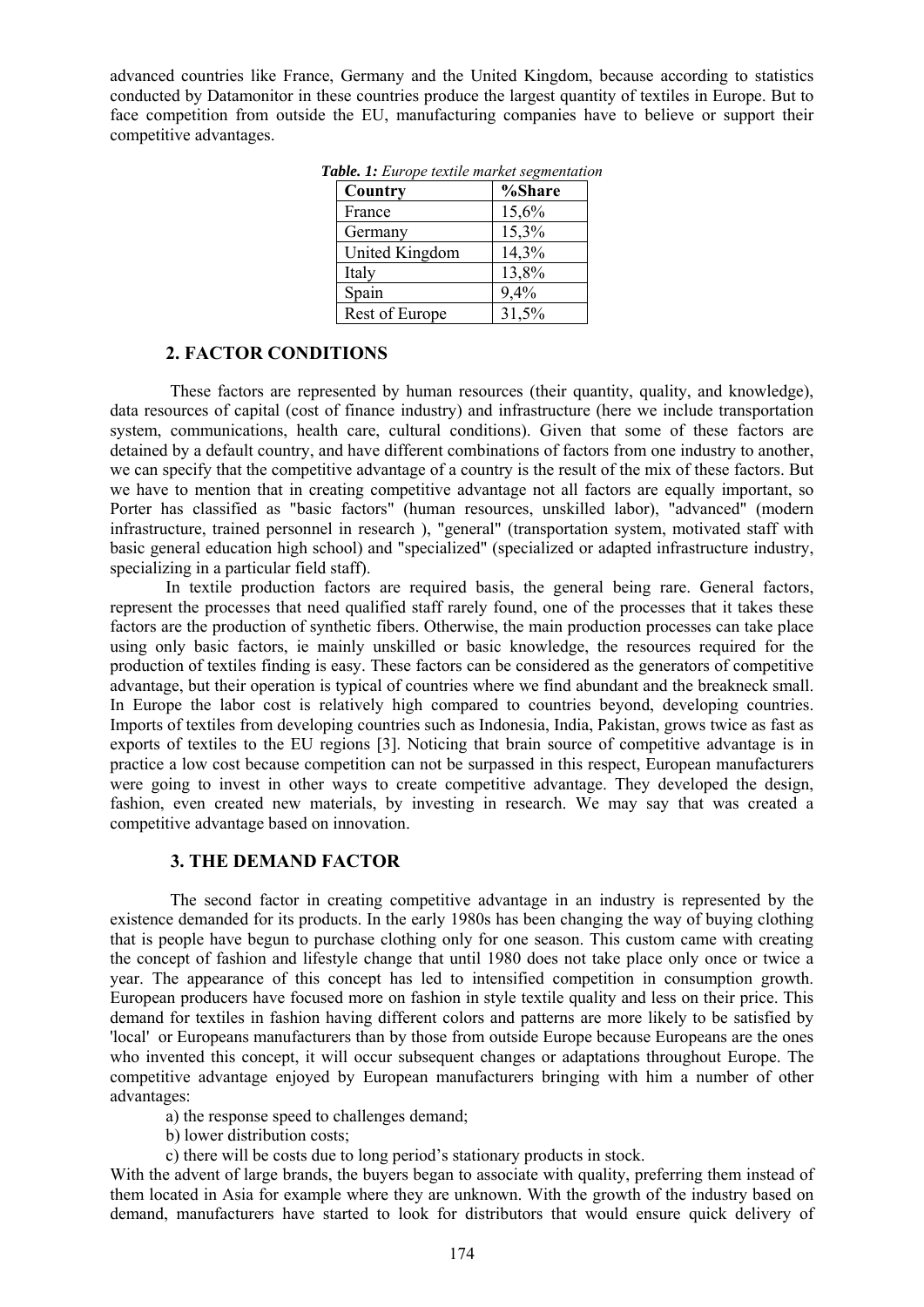advanced countries like France, Germany and the United Kingdom, because according to statistics conducted by Datamonitor in these countries produce the largest quantity of textiles in Europe. But to face competition from outside the EU, manufacturing companies have to believe or support their competitive advantages.

***Table. 1:*** *Europe textile market segmentation*

| Country | %Share |
|---|---|
| France | 15,6% |
| Germany | 15,3% |
| United Kingdom | 14,3% |
| Italy | 13,8% |
| Spain | 9,4% |
| Rest of Europe | 31,5% |

## 2. FACTOR CONDITIONS

These factors are represented by human resources (their quantity, quality, and knowledge), data resources of capital (cost of finance industry) and infrastructure (here we include transportation system, communications, health care, cultural conditions). Given that some of these factors are detained by a default country, and have different combinations of factors from one industry to another, we can specify that the competitive advantage of a country is the result of the mix of these factors. But we have to mention that in creating competitive advantage not all factors are equally important, so Porter has classified as "basic factors" (human resources, unskilled labor), "advanced" (modern infrastructure, trained personnel in research ), "general" (transportation system, motivated staff with basic general education high school) and "specialized" (specialized or adapted infrastructure industry, specializing in a particular field staff).

In textile production factors are required basis, the general being rare. General factors, represent the processes that need qualified staff rarely found, one of the processes that it takes these factors are the production of synthetic fibers. Otherwise, the main production processes can take place using only basic factors, ie mainly unskilled or basic knowledge, the resources required for the production of textiles finding is easy. These factors can be considered as the generators of competitive advantage, but their operation is typical of countries where we find abundant and the breakneck small. In Europe the labor cost is relatively high compared to countries beyond, developing countries. Imports of textiles from developing countries such as Indonesia, India, Pakistan, grows twice as fast as exports of textiles to the EU regions [3]. Noticing that brain source of competitive advantage is in practice a low cost because competition can not be surpassed in this respect, European manufacturers were going to invest in other ways to create competitive advantage. They developed the design, fashion, even created new materials, by investing in research. We may say that was created a competitive advantage based on innovation.

## 3. THE DEMAND FACTOR

The second factor in creating competitive advantage in an industry is represented by the existence demanded for its products. In the early 1980s has been changing the way of buying clothing that is people have begun to purchase clothing only for one season. This custom came with creating the concept of fashion and lifestyle change that until 1980 does not take place only once or twice a year. The appearance of this concept has led to intensified competition in consumption growth. European producers have focused more on fashion in style textile quality and less on their price. This demand for textiles in fashion having different colors and patterns are more likely to be satisfied by 'local' or Europeans manufacturers than by those from outside Europe because Europeans are the ones who invented this concept, it will occur subsequent changes or adaptations throughout Europe. The competitive advantage enjoyed by European manufacturers bringing with him a number of other advantages:

a) the response speed to challenges demand;

b) lower distribution costs;

c) there will be costs due to long period's stationary products in stock.

With the advent of large brands, the buyers began to associate with quality, preferring them instead of them located in Asia for example where they are unknown. With the growth of the industry based on demand, manufacturers have started to look for distributors that would ensure quick delivery of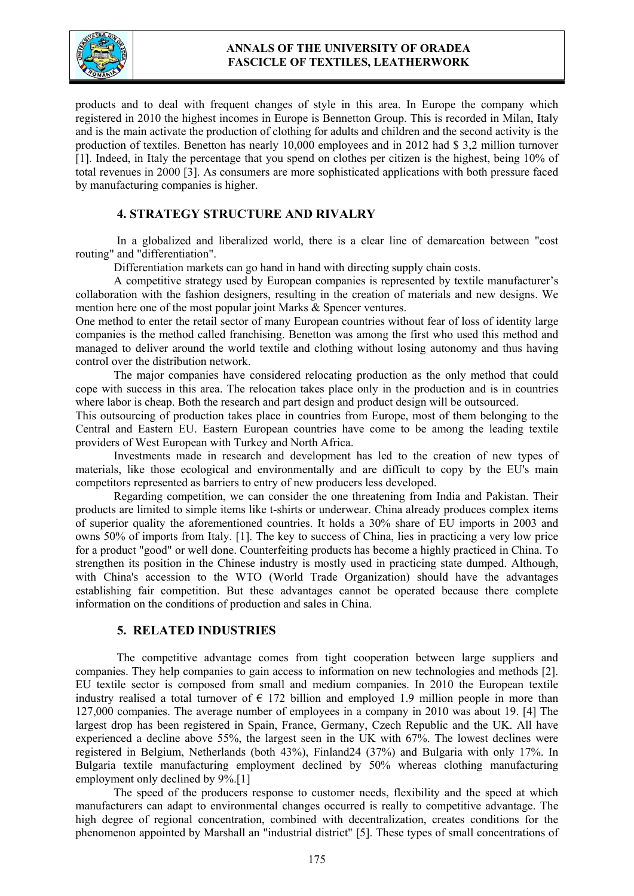products and to deal with frequent changes of style in this area. In Europe the company which registered in 2010 the highest incomes in Europe is Bennetton Group. This is recorded in Milan, Italy and is the main activate the production of clothing for adults and children and the second activity is the production of textiles. Benetton has nearly 10,000 employees and in 2012 had $ 3,2 million turnover [1]. Indeed, in Italy the percentage that you spend on clothes per citizen is the highest, being 10% of total revenues in 2000 [3]. As consumers are more sophisticated applications with both pressure faced by manufacturing companies is higher.

## 4. STRATEGY STRUCTURE AND RIVALRY

In a globalized and liberalized world, there is a clear line of demarcation between "cost routing" and "differentiation".

Differentiation markets can go hand in hand with directing supply chain costs.

A competitive strategy used by European companies is represented by textile manufacturer's collaboration with the fashion designers, resulting in the creation of materials and new designs. We mention here one of the most popular joint Marks & Spencer ventures.

One method to enter the retail sector of many European countries without fear of loss of identity large companies is the method called franchising. Benetton was among the first who used this method and managed to deliver around the world textile and clothing without losing autonomy and thus having control over the distribution network.

The major companies have considered relocating production as the only method that could cope with success in this area. The relocation takes place only in the production and is in countries where labor is cheap. Both the research and part design and product design will be outsourced.

This outsourcing of production takes place in countries from Europe, most of them belonging to the Central and Eastern EU. Eastern European countries have come to be among the leading textile providers of West European with Turkey and North Africa.

Investments made in research and development has led to the creation of new types of materials, like those ecological and environmentally and are difficult to copy by the EU's main competitors represented as barriers to entry of new producers less developed.

Regarding competition, we can consider the one threatening from India and Pakistan. Their products are limited to simple items like t-shirts or underwear. China already produces complex items of superior quality the aforementioned countries. It holds a 30% share of EU imports in 2003 and owns 50% of imports from Italy. [1]. The key to success of China, lies in practicing a very low price for a product "good" or well done. Counterfeiting products has become a highly practiced in China. To strengthen its position in the Chinese industry is mostly used in practicing state dumped. Although, with China's accession to the WTO (World Trade Organization) should have the advantages establishing fair competition. But these advantages cannot be operated because there complete information on the conditions of production and sales in China.

## 5. RELATED INDUSTRIES

The competitive advantage comes from tight cooperation between large suppliers and companies. They help companies to gain access to information on new technologies and methods [2]. EU textile sector is composed from small and medium companies. In 2010 the European textile industry realised a total turnover of € 172 billion and employed 1.9 million people in more than 127,000 companies. The average number of employees in a company in 2010 was about 19. [4] The largest drop has been registered in Spain, France, Germany, Czech Republic and the UK. All have experienced a decline above 55%, the largest seen in the UK with 67%. The lowest declines were registered in Belgium, Netherlands (both 43%), Finland24 (37%) and Bulgaria with only 17%. In Bulgaria textile manufacturing employment declined by 50% whereas clothing manufacturing employment only declined by 9%.[1]

The speed of the producers response to customer needs, flexibility and the speed at which manufacturers can adapt to environmental changes occurred is really to competitive advantage. The high degree of regional concentration, combined with decentralization, creates conditions for the phenomenon appointed by Marshall an "industrial district" [5]. These types of small concentrations of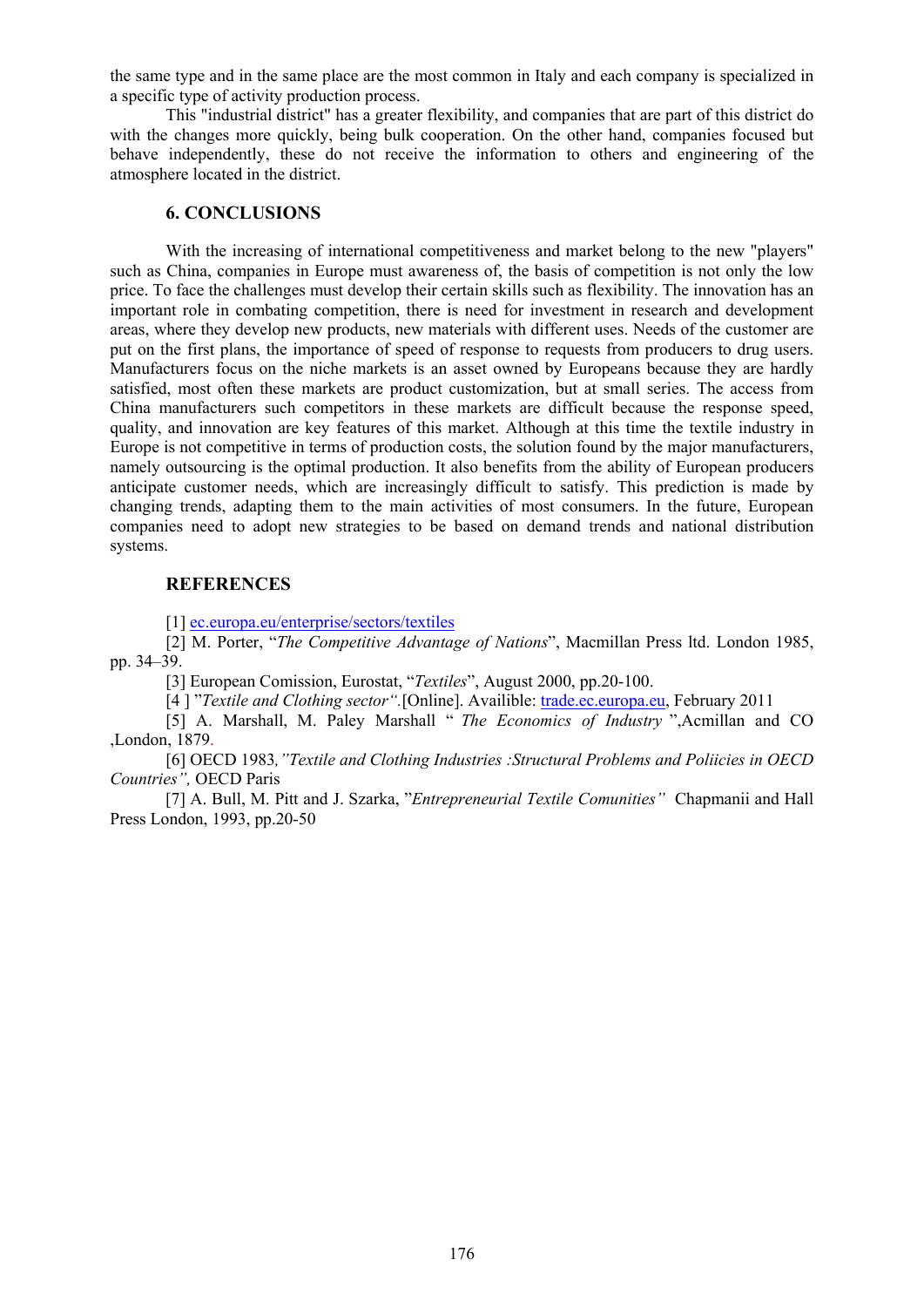the same type and in the same place are the most common in Italy and each company is specialized in a specific type of activity production process.

This "industrial district" has a greater flexibility, and companies that are part of this district do with the changes more quickly, being bulk cooperation. On the other hand, companies focused but behave independently, these do not receive the information to others and engineering of the atmosphere located in the district.

## 6. CONCLUSIONS

With the increasing of international competitiveness and market belong to the new "players" such as China, companies in Europe must awareness of, the basis of competition is not only the low price. To face the challenges must develop their certain skills such as flexibility. The innovation has an important role in combating competition, there is need for investment in research and development areas, where they develop new products, new materials with different uses. Needs of the customer are put on the first plans, the importance of speed of response to requests from producers to drug users. Manufacturers focus on the niche markets is an asset owned by Europeans because they are hardly satisfied, most often these markets are product customization, but at small series. The access from China manufacturers such competitors in these markets are difficult because the response speed, quality, and innovation are key features of this market. Although at this time the textile industry in Europe is not competitive in terms of production costs, the solution found by the major manufacturers, namely outsourcing is the optimal production. It also benefits from the ability of European producers anticipate customer needs, which are increasingly difficult to satisfy. This prediction is made by changing trends, adapting them to the main activities of most consumers. In the future, European companies need to adopt new strategies to be based on demand trends and national distribution systems.

## REFERENCES

[1] ec.europa.eu/enterprise/sectors/textiles

[2] M. Porter, "*The Competitive Advantage of Nations*", Macmillan Press ltd. London 1985, pp. 34–39.

[3] European Comission, Eurostat, "*Textiles*", August 2000, pp.20-100.

[4 ] "*Textile and Clothing sector".*[Online]. Availible: trade.ec.europa.eu, February 2011

[5] A. Marshall, M. Paley Marshall " *The Economics of Industry* ",Acmillan and CO ,London, 1879.

[6] OECD 1983*,"Textile and Clothing Industries :Structural Problems and Poliicies in OECD Countries",* OECD Paris

[7] A. Bull, M. Pitt and J. Szarka, "*Entrepreneurial Textile Comunities"* Chapmanii and Hall Press London, 1993, pp.20-50